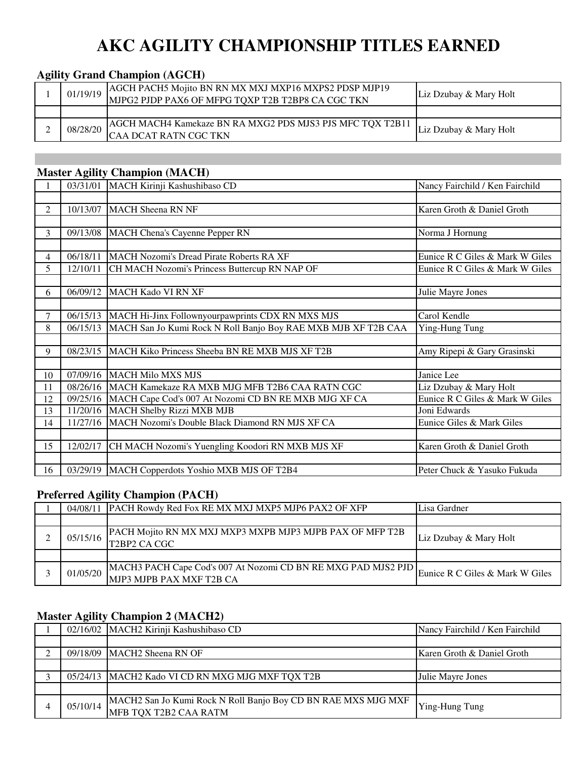# AKC AGILITY CHAMPIONSHIP TITLES EARNED

### Agility Grand Champion (AGCH)

| | | | |
|---|---|---|---|
| 1 | 01/19/19 | AGCH PACH5 Mojito BN RN MX MXJ MXP16 MXPS2 PDSP MJP19 MJPG2 PJDP PAX6 OF MFPG TQXP T2B T2BP8 CA CGC TKN | Liz Dzubay & Mary Holt |
| | | | |
| 2 | 08/28/20 | AGCH MACH4 Kamekaze BN RA MXG2 PDS MJS3 PJS MFC TQX T2B11 CAA DCAT RATN CGC TKN | Liz Dzubay & Mary Holt |

### Master Agility Champion (MACH)

| | | | |
|---|---|---|---|
| 1 | 03/31/01 | MACH Kirinji Kashushibaso CD | Nancy Fairchild / Ken Fairchild |
| | | | |
| 2 | 10/13/07 | MACH Sheena RN NF | Karen Groth & Daniel Groth |
| | | | |
| 3 | 09/13/08 | MACH Chena's Cayenne Pepper RN | Norma J Hornung |
| | | | |
| 4 | 06/18/11 | MACH Nozomi's Dread Pirate Roberts RA XF | Eunice R C Giles & Mark W Giles |
| 5 | 12/10/11 | CH MACH Nozomi's Princess Buttercup RN NAP OF | Eunice R C Giles & Mark W Giles |
| | | | |
| 6 | 06/09/12 | MACH Kado VI RN XF | Julie Mayre Jones |
| | | | |
| 7 | 06/15/13 | MACH Hi-Jinx Followyourpawprints CDX RN MXS MJS | Carol Kendle |
| 8 | 06/15/13 | MACH San Jo Kumi Rock N Roll Banjo Boy RAE MXB MJB XF T2B CAA | Ying-Hung Tung |
| | | | |
| 9 | 08/23/15 | MACH Kiko Princess Sheeba BN RE MXB MJS XF T2B | Amy Ripepi & Gary Grasinski |
| | | | |
| 10 | 07/09/16 | MACH Milo MXS MJS | Janice Lee |
| 11 | 08/26/16 | MACH Kamekaze RA MXB MJG MFB T2B6 CAA RATN CGC | Liz Dzubay & Mary Holt |
| 12 | 09/25/16 | MACH Cape Cod's 007 At Nozomi CD BN RE MXB MJG XF CA | Eunice R C Giles & Mark W Giles |
| 13 | 11/20/16 | MACH Shelby Rizzi MXB MJB | Joni Edwards |
| 14 | 11/27/16 | MACH Nozomi's Double Black Diamond RN MJS XF CA | Eunice Giles & Mark Giles |
| | | | |
| 15 | 12/02/17 | CH MACH Nozomi's Yuengling Koodori RN MXB MJS XF | Karen Groth & Daniel Groth |
| | | | |
| 16 | 03/29/19 | MACH Copperdots Yoshio MXB MJS OF T2B4 | Peter Chuck & Yasuko Fukuda |

### Preferred Agility Champion (PACH)

| | | | |
|---|---|---|---|
| 1 | 04/08/11 | PACH Rowdy Red Fox RE MX MXJ MXP5 MJP6 PAX2 OF XFP | Lisa Gardner |
| | | | |
| 2 | 05/15/16 | PACH Mojito RN MX MXJ MXP3 MXPB MJP3 MJPB PAX OF MFP T2B T2BP2 CA CGC | Liz Dzubay & Mary Holt |
| | | | |
| 3 | 01/05/20 | MACH3 PACH Cape Cod's 007 At Nozomi CD BN RE MXG PAD MJS2 PJD MJP3 MJPB PAX MXF T2B CA | Eunice R C Giles & Mark W Giles |

### Master Agility Champion 2 (MACH2)

| | | | |
|---|---|---|---|
| 1 | 02/16/02 | MACH2 Kirinji Kashushibaso CD | Nancy Fairchild / Ken Fairchild |
| | | | |
| 2 | 09/18/09 | MACH2 Sheena RN OF | Karen Groth & Daniel Groth |
| | | | |
| 3 | 05/24/13 | MACH2 Kado VI CD RN MXG MJG MXF TQX T2B | Julie Mayre Jones |
| | | | |
| 4 | 05/10/14 | MACH2 San Jo Kumi Rock N Roll Banjo Boy CD BN RAE MXS MJG MXF MFB TQX T2B2 CAA RATM | Ying-Hung Tung |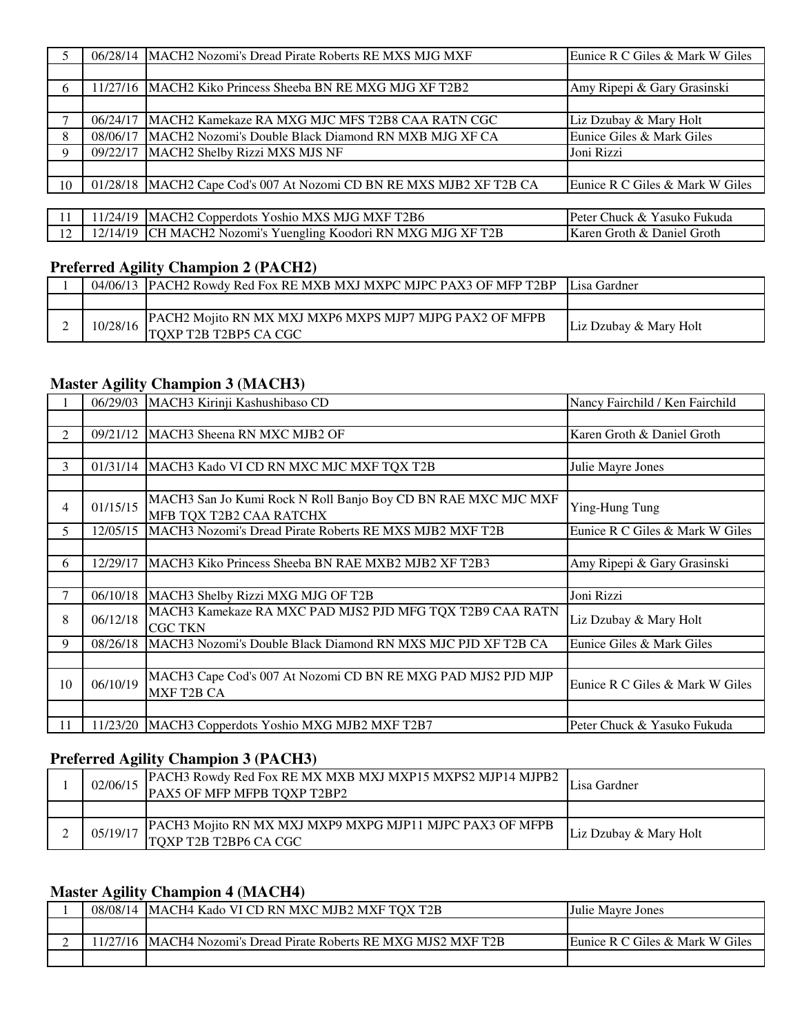| | | | |
|---|---|---|---|
| 5 | 06/28/14 | MACH2 Nozomi's Dread Pirate Roberts RE MXS MJG MXF | Eunice R C Giles & Mark W Giles |
| | | | |
| 6 | 11/27/16 | MACH2 Kiko Princess Sheeba BN RE MXG MJG XF T2B2 | Amy Ripepi & Gary Grasinski |
| | | | |
| 7 | 06/24/17 | MACH2 Kamekaze RA MXG MJC MFS T2B8 CAA RATN CGC | Liz Dzubay & Mary Holt |
| 8 | 08/06/17 | MACH2 Nozomi's Double Black Diamond RN MXB MJG XF CA | Eunice Giles & Mark Giles |
| 9 | 09/22/17 | MACH2 Shelby Rizzi MXS MJS NF | Joni Rizzi |
| | | | |
| 10 | 01/28/18 | MACH2 Cape Cod's 007 At Nozomi CD BN RE MXS MJB2 XF T2B CA | Eunice R C Giles & Mark W Giles |
| | | | |
| 11 | 11/24/19 | MACH2 Copperdots Yoshio MXS MJG MXF T2B6 | Peter Chuck & Yasuko Fukuda |
| 12 | 12/14/19 | CH MACH2 Nozomi's Yuengling Koodori RN MXG MJG XF T2B | Karen Groth & Daniel Groth |

## Preferred Agility Champion 2 (PACH2)

| | | | |
|---|---|---|---|
| 1 | 04/06/13 | PACH2 Rowdy Red Fox RE MXB MXJ MXPC MJPC PAX3 OF MFP T2BP | Lisa Gardner |
| | | | |
| 2 | 10/28/16 | PACH2 Mojito RN MX MXJ MXP6 MXPS MJP7 MJPG PAX2 OF MFPB TQXP T2B T2BP5 CA CGC | Liz Dzubay & Mary Holt |

## Master Agility Champion 3 (MACH3)

| | | | |
|---|---|---|---|
| 1 | 06/29/03 | MACH3 Kirinji Kashushibaso CD | Nancy Fairchild / Ken Fairchild |
| | | | |
| 2 | 09/21/12 | MACH3 Sheena RN MXC MJB2 OF | Karen Groth & Daniel Groth |
| | | | |
| 3 | 01/31/14 | MACH3 Kado VI CD RN MXC MJC MXF TQX T2B | Julie Mayre Jones |
| | | | |
| 4 | 01/15/15 | MACH3 San Jo Kumi Rock N Roll Banjo Boy CD BN RAE MXC MJC MXF MFB TQX T2B2 CAA RATCHX | Ying-Hung Tung |
| 5 | 12/05/15 | MACH3 Nozomi's Dread Pirate Roberts RE MXS MJB2 MXF T2B | Eunice R C Giles & Mark W Giles |
| | | | |
| 6 | 12/29/17 | MACH3 Kiko Princess Sheeba BN RAE MXB2 MJB2 XF T2B3 | Amy Ripepi & Gary Grasinski |
| | | | |
| 7 | 06/10/18 | MACH3 Shelby Rizzi MXG MJG OF T2B | Joni Rizzi |
| 8 | 06/12/18 | MACH3 Kamekaze RA MXC PAD MJS2 PJD MFG TQX T2B9 CAA RATN CGC TKN | Liz Dzubay & Mary Holt |
| 9 | 08/26/18 | MACH3 Nozomi's Double Black Diamond RN MXS MJC PJD XF T2B CA | Eunice Giles & Mark Giles |
| | | | |
| 10 | 06/10/19 | MACH3 Cape Cod's 007 At Nozomi CD BN RE MXG PAD MJS2 PJD MJP MXF T2B CA | Eunice R C Giles & Mark W Giles |
| | | | |
| 11 | 11/23/20 | MACH3 Copperdots Yoshio MXG MJB2 MXF T2B7 | Peter Chuck & Yasuko Fukuda |

## Preferred Agility Champion 3 (PACH3)

| | | | |
|---|---|---|---|
| 1 | 02/06/15 | PACH3 Rowdy Red Fox RE MX MXB MXJ MXP15 MXPS2 MJP14 MJPB2 PAX5 OF MFP MFPB TQXP T2BP2 | Lisa Gardner |
| | | | |
| 2 | 05/19/17 | PACH3 Mojito RN MX MXJ MXP9 MXPG MJP11 MJPC PAX3 OF MFPB TQXP T2B T2BP6 CA CGC | Liz Dzubay & Mary Holt |

## Master Agility Champion 4 (MACH4)

| | | | |
|---|---|---|---|
| 1 | 08/08/14 | MACH4 Kado VI CD RN MXC MJB2 MXF TQX T2B | Julie Mayre Jones |
| | | | |
| 2 | 11/27/16 | MACH4 Nozomi's Dread Pirate Roberts RE MXG MJS2 MXF T2B | Eunice R C Giles & Mark W Giles |
| | | | |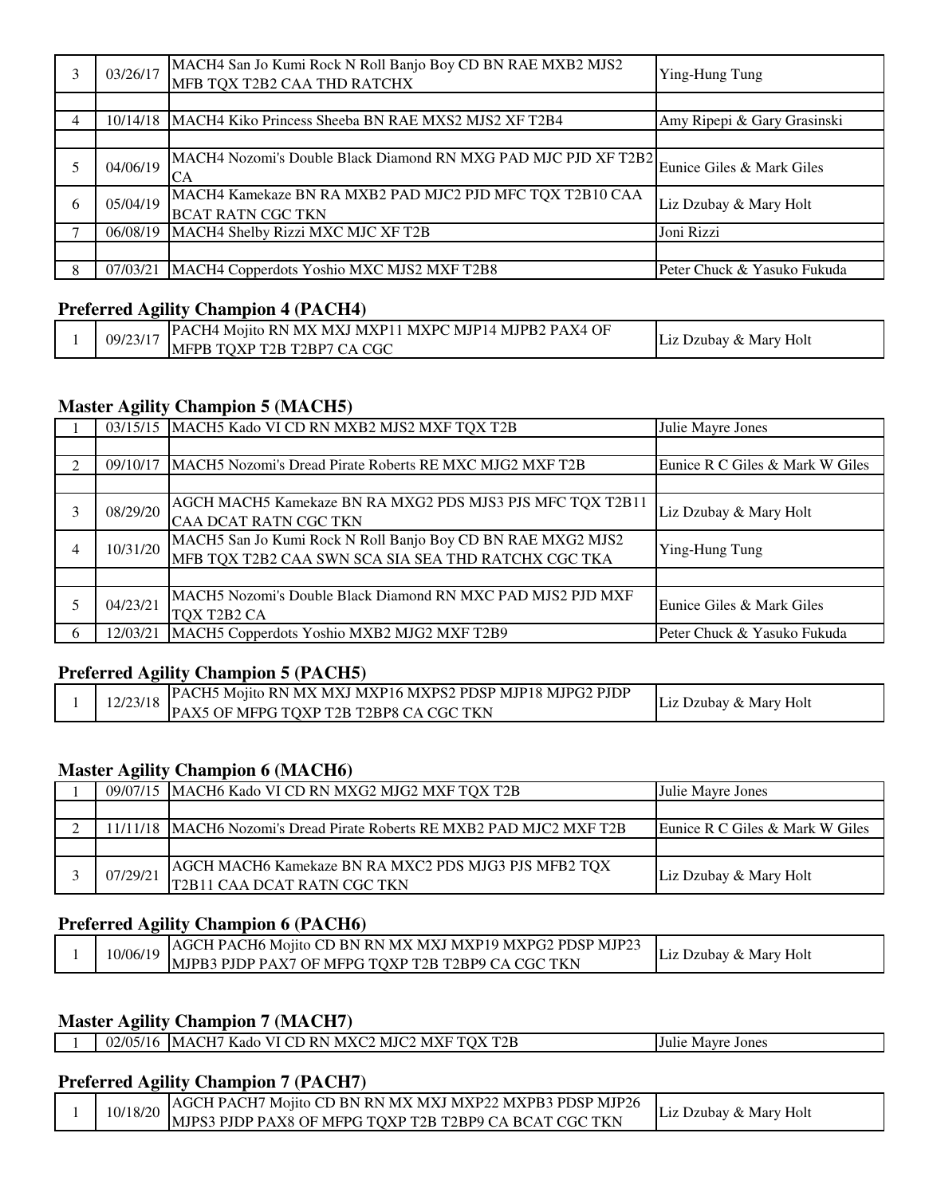| | | | |
|---|---|---|---|
| 3 | 03/26/17 | MACH4 San Jo Kumi Rock N Roll Banjo Boy CD BN RAE MXB2 MJS2 MFB TQX T2B2 CAA THD RATCHX | Ying-Hung Tung |
| | | | |
| 4 | 10/14/18 | MACH4 Kiko Princess Sheeba BN RAE MXS2 MJS2 XF T2B4 | Amy Ripepi & Gary Grasinski |
| | | | |
| 5 | 04/06/19 | MACH4 Nozomi's Double Black Diamond RN MXG PAD MJC PJD XF T2B2 CA | Eunice Giles & Mark Giles |
| 6 | 05/04/19 | MACH4 Kamekaze BN RA MXB2 PAD MJC2 PJD MFC TQX T2B10 CAA BCAT RATN CGC TKN | Liz Dzubay & Mary Holt |
| 7 | 06/08/19 | MACH4 Shelby Rizzi MXC MJC XF T2B | Joni Rizzi |
| | | | |
| 8 | 07/03/21 | MACH4 Copperdots Yoshio MXC MJS2 MXF T2B8 | Peter Chuck & Yasuko Fukuda |

### Preferred Agility Champion 4 (PACH4)

| | | | |
|---|---|---|---|
| 1 | 09/23/17 | PACH4 Mojito RN MX MXJ MXP11 MXPC MJP14 MJPB2 PAX4 OF MFPB TQXP T2B T2BP7 CA CGC | Liz Dzubay & Mary Holt |

### Master Agility Champion 5 (MACH5)

| | | | |
|---|---|---|---|
| 1 | 03/15/15 | MACH5 Kado VI CD RN MXB2 MJS2 MXF TQX T2B | Julie Mayre Jones |
| | | | |
| 2 | 09/10/17 | MACH5 Nozomi's Dread Pirate Roberts RE MXC MJG2 MXF T2B | Eunice R C Giles & Mark W Giles |
| | | | |
| 3 | 08/29/20 | AGCH MACH5 Kamekaze BN RA MXG2 PDS MJS3 PJS MFC TQX T2B11 CAA DCAT RATN CGC TKN | Liz Dzubay & Mary Holt |
| 4 | 10/31/20 | MACH5 San Jo Kumi Rock N Roll Banjo Boy CD BN RAE MXG2 MJS2 MFB TQX T2B2 CAA SWN SCA SIA SEA THD RATCHX CGC TKA | Ying-Hung Tung |
| | | | |
| 5 | 04/23/21 | MACH5 Nozomi's Double Black Diamond RN MXC PAD MJS2 PJD MXF TQX T2B2 CA | Eunice Giles & Mark Giles |
| 6 | 12/03/21 | MACH5 Copperdots Yoshio MXB2 MJG2 MXF T2B9 | Peter Chuck & Yasuko Fukuda |

### Preferred Agility Champion 5 (PACH5)

| | | | |
|---|---|---|---|
| 1 | 12/23/18 | PACH5 Mojito RN MX MXJ MXP16 MXPS2 PDSP MJP18 MJPG2 PJDP PAX5 OF MFPG TQXP T2B T2BP8 CA CGC TKN | Liz Dzubay & Mary Holt |

### Master Agility Champion 6 (MACH6)

| | | | |
|---|---|---|---|
| 1 | 09/07/15 | MACH6 Kado VI CD RN MXG2 MJG2 MXF TQX T2B | Julie Mayre Jones |
| | | | |
| 2 | 11/11/18 | MACH6 Nozomi's Dread Pirate Roberts RE MXB2 PAD MJC2 MXF T2B | Eunice R C Giles & Mark W Giles |
| | | | |
| 3 | 07/29/21 | AGCH MACH6 Kamekaze BN RA MXC2 PDS MJG3 PJS MFB2 TQX T2B11 CAA DCAT RATN CGC TKN | Liz Dzubay & Mary Holt |

### Preferred Agility Champion 6 (PACH6)

| | | | |
|---|---|---|---|
| 1 | 10/06/19 | AGCH PACH6 Mojito CD BN RN MX MXJ MXP19 MXPG2 PDSP MJP23 MJPB3 PJDP PAX7 OF MFPG TQXP T2B T2BP9 CA CGC TKN | Liz Dzubay & Mary Holt |

### Master Agility Champion 7 (MACH7)

| | | | |
|---|---|---|---|
| 1 | 02/05/16 | MACH7 Kado VI CD RN MXC2 MJC2 MXF TQX T2B | Julie Mayre Jones |

### Preferred Agility Champion 7 (PACH7)

| | | | |
|---|---|---|---|
| 1 | 10/18/20 | AGCH PACH7 Mojito CD BN RN MX MXJ MXP22 MXPB3 PDSP MJP26 MJPS3 PJDP PAX8 OF MFPG TQXP T2B T2BP9 CA BCAT CGC TKN | Liz Dzubay & Mary Holt |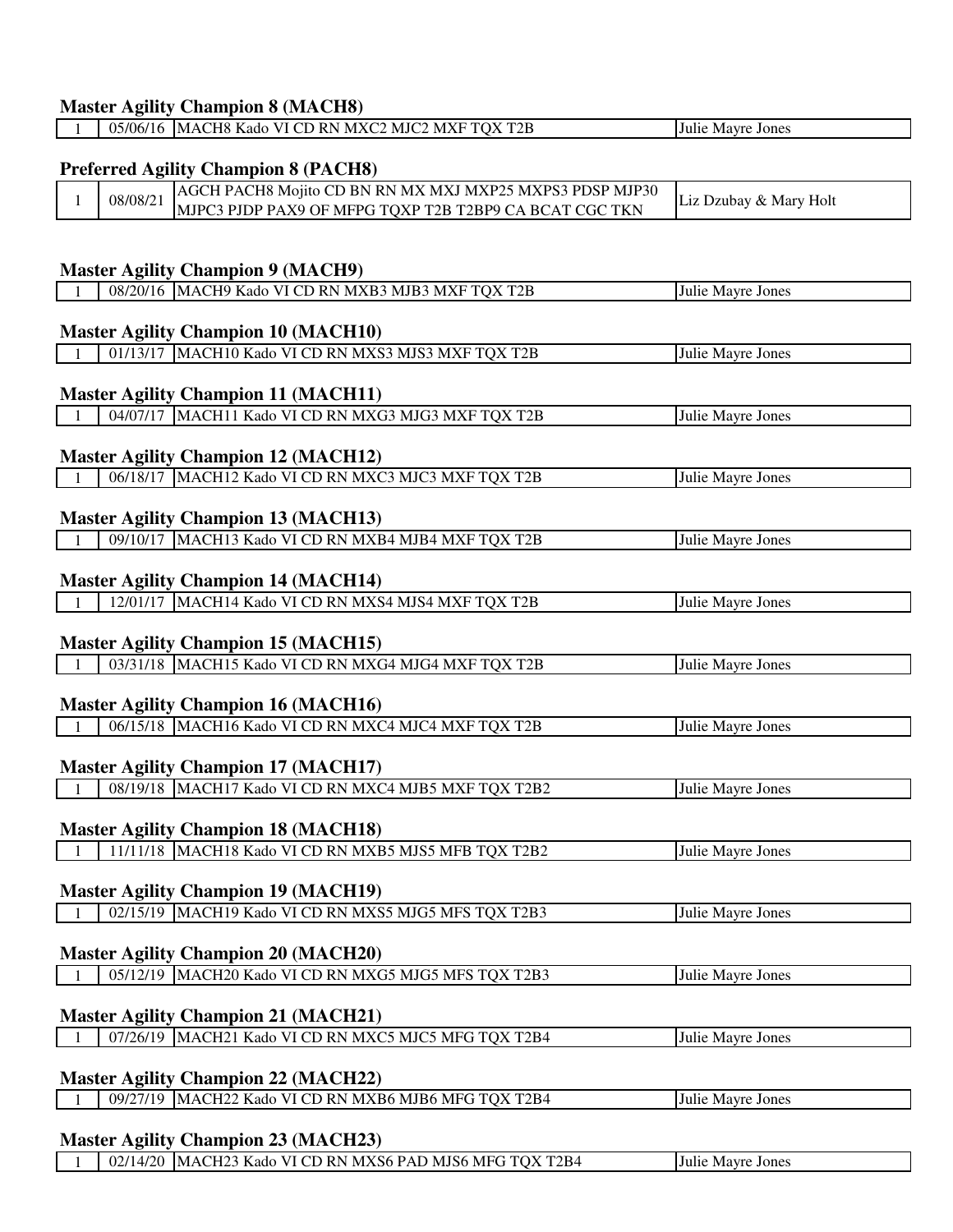### Master Agility Champion 8 (MACH8)

| | | | |
|---|---|---|---|
| 1 | 05/06/16 | MACH8 Kado VI CD RN MXC2 MJC2 MXF TQX T2B | Julie Mayre Jones |

### Preferred Agility Champion 8 (PACH8)

| | | | |
|---|---|---|---|
| 1 | 08/08/21 | AGCH PACH8 Mojito CD BN RN MX MXJ MXP25 MXPS3 PDSP MJP30 MJPC3 PJDP PAX9 OF MFPG TQXP T2B T2BP9 CA BCAT CGC TKN | Liz Dzubay & Mary Holt |

### Master Agility Champion 9 (MACH9)

| | | | |
|---|---|---|---|
| 1 | 08/20/16 | MACH9 Kado VI CD RN MXB3 MJB3 MXF TQX T2B | Julie Mayre Jones |

### Master Agility Champion 10 (MACH10)

| | | | |
|---|---|---|---|
| 1 | 01/13/17 | MACH10 Kado VI CD RN MXS3 MJS3 MXF TQX T2B | Julie Mayre Jones |

### Master Agility Champion 11 (MACH11)

| | | | |
|---|---|---|---|
| 1 | 04/07/17 | MACH11 Kado VI CD RN MXG3 MJG3 MXF TQX T2B | Julie Mayre Jones |

### Master Agility Champion 12 (MACH12)

| | | | |
|---|---|---|---|
| 1 | 06/18/17 | MACH12 Kado VI CD RN MXC3 MJC3 MXF TQX T2B | Julie Mayre Jones |

### Master Agility Champion 13 (MACH13)

| | | | |
|---|---|---|---|
| 1 | 09/10/17 | MACH13 Kado VI CD RN MXB4 MJB4 MXF TQX T2B | Julie Mayre Jones |

### Master Agility Champion 14 (MACH14)

| | | | |
|---|---|---|---|
| 1 | 12/01/17 | MACH14 Kado VI CD RN MXS4 MJS4 MXF TQX T2B | Julie Mayre Jones |

### Master Agility Champion 15 (MACH15)

| | | | |
|---|---|---|---|
| 1 | 03/31/18 | MACH15 Kado VI CD RN MXG4 MJG4 MXF TQX T2B | Julie Mayre Jones |

### Master Agility Champion 16 (MACH16)

| | | | |
|---|---|---|---|
| 1 | 06/15/18 | MACH16 Kado VI CD RN MXC4 MJC4 MXF TQX T2B | Julie Mayre Jones |

### Master Agility Champion 17 (MACH17)

| | | | |
|---|---|---|---|
| 1 | 08/19/18 | MACH17 Kado VI CD RN MXC4 MJB5 MXF TQX T2B2 | Julie Mayre Jones |

### Master Agility Champion 18 (MACH18)

| | | | |
|---|---|---|---|
| 1 | 11/11/18 | MACH18 Kado VI CD RN MXB5 MJS5 MFB TQX T2B2 | Julie Mayre Jones |

### Master Agility Champion 19 (MACH19)

| | | | |
|---|---|---|---|
| 1 | 02/15/19 | MACH19 Kado VI CD RN MXS5 MJG5 MFS TQX T2B3 | Julie Mayre Jones |

### Master Agility Champion 20 (MACH20)

| | | | |
|---|---|---|---|
| 1 | 05/12/19 | MACH20 Kado VI CD RN MXG5 MJG5 MFS TQX T2B3 | Julie Mayre Jones |

### Master Agility Champion 21 (MACH21)

| | | | |
|---|---|---|---|
| 1 | 07/26/19 | MACH21 Kado VI CD RN MXC5 MJC5 MFG TQX T2B4 | Julie Mayre Jones |

### Master Agility Champion 22 (MACH22)

| | | | |
|---|---|---|---|
| 1 | 09/27/19 | MACH22 Kado VI CD RN MXB6 MJB6 MFG TQX T2B4 | Julie Mayre Jones |

### Master Agility Champion 23 (MACH23)

| | | | |
|---|---|---|---|
| 1 | 02/14/20 | MACH23 Kado VI CD RN MXS6 PAD MJS6 MFG TQX T2B4 | Julie Mayre Jones |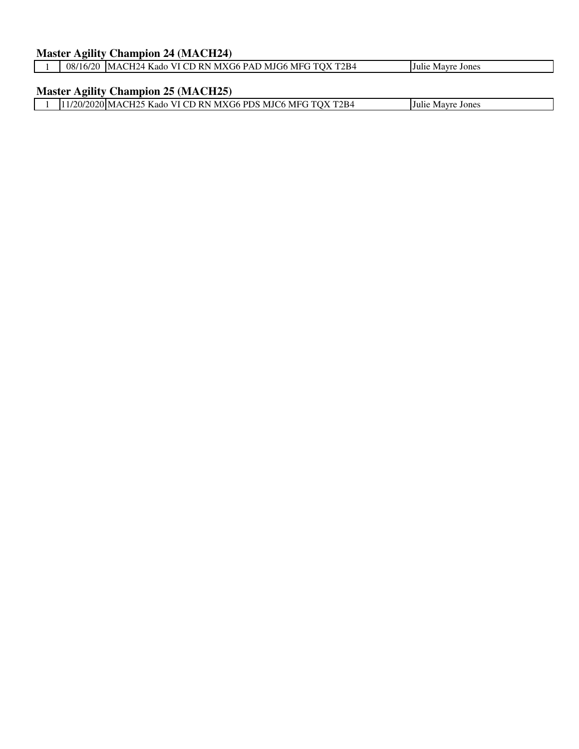## Master Agility Champion 24 (MACH24)

| | | | |
|---|---|---|---|
| 1 | 08/16/20 | MACH24 Kado VI CD RN MXG6 PAD MJG6 MFG TQX T2B4 | Julie Mayre Jones |

## Master Agility Champion 25 (MACH25)

| | | | |
|---|---|---|---|
| 1 | 11/20/2020 | MACH25 Kado VI CD RN MXG6 PDS MJC6 MFG TQX T2B4 | Julie Mayre Jones |